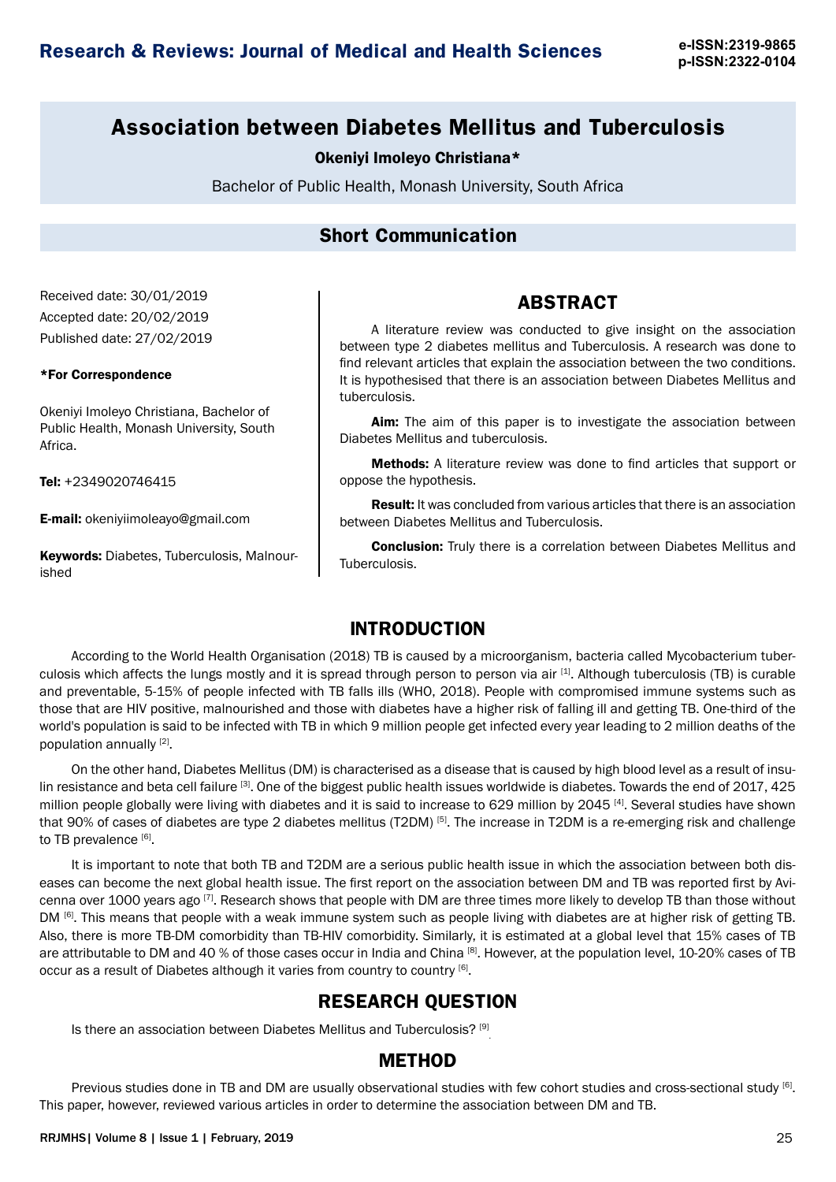# Association between Diabetes Mellitus and Tuberculosis

**Okeniyi Imoleyo Christiana***

Bachelor of Public Health, Monash University, South Africa

## Short Communication

Received date: 30/01/2019

Accepted date: 20/02/2019

Published date: 27/02/2019

***For Correspondence**

Okeniyi Imoleyo Christiana, Bachelor of Public Health, Monash University, South Africa.

**Tel:** +2349020746415

**E-mail:** okeniyiimoleayo@gmail.com

**Keywords:** Diabetes, Tuberculosis, Malnourished

## ABSTRACT

A literature review was conducted to give insight on the association between type 2 diabetes mellitus and Tuberculosis. A research was done to find relevant articles that explain the association between the two conditions. It is hypothesised that there is an association between Diabetes Mellitus and tuberculosis.

**Aim:** The aim of this paper is to investigate the association between Diabetes Mellitus and tuberculosis.

**Methods:** A literature review was done to find articles that support or oppose the hypothesis.

**Result:** It was concluded from various articles that there is an association between Diabetes Mellitus and Tuberculosis.

**Conclusion:** Truly there is a correlation between Diabetes Mellitus and Tuberculosis.

## INTRODUCTION

According to the World Health Organisation (2018) TB is caused by a microorganism, bacteria called Mycobacterium tuberculosis which affects the lungs mostly and it is spread through person to person via air [1]. Although tuberculosis (TB) is curable and preventable, 5-15% of people infected with TB falls ills (WHO, 2018). People with compromised immune systems such as those that are HIV positive, malnourished and those with diabetes have a higher risk of falling ill and getting TB. One-third of the world's population is said to be infected with TB in which 9 million people get infected every year leading to 2 million deaths of the population annually [2].

On the other hand, Diabetes Mellitus (DM) is characterised as a disease that is caused by high blood level as a result of insulin resistance and beta cell failure [3]. One of the biggest public health issues worldwide is diabetes. Towards the end of 2017, 425 million people globally were living with diabetes and it is said to increase to 629 million by 2045 [4]. Several studies have shown that 90% of cases of diabetes are type 2 diabetes mellitus (T2DM) [5]. The increase in T2DM is a re-emerging risk and challenge to TB prevalence [6].

It is important to note that both TB and T2DM are a serious public health issue in which the association between both diseases can become the next global health issue. The first report on the association between DM and TB was reported first by Avicenna over 1000 years ago [7]. Research shows that people with DM are three times more likely to develop TB than those without DM [6]. This means that people with a weak immune system such as people living with diabetes are at higher risk of getting TB. Also, there is more TB-DM comorbidity than TB-HIV comorbidity. Similarly, it is estimated at a global level that 15% cases of TB are attributable to DM and 40 % of those cases occur in India and China [8]. However, at the population level, 10-20% cases of TB occur as a result of Diabetes although it varies from country to country [6].

## RESEARCH QUESTION

Is there an association between Diabetes Mellitus and Tuberculosis? [9]

## METHOD

Previous studies done in TB and DM are usually observational studies with few cohort studies and cross-sectional study [6]. This paper, however, reviewed various articles in order to determine the association between DM and TB.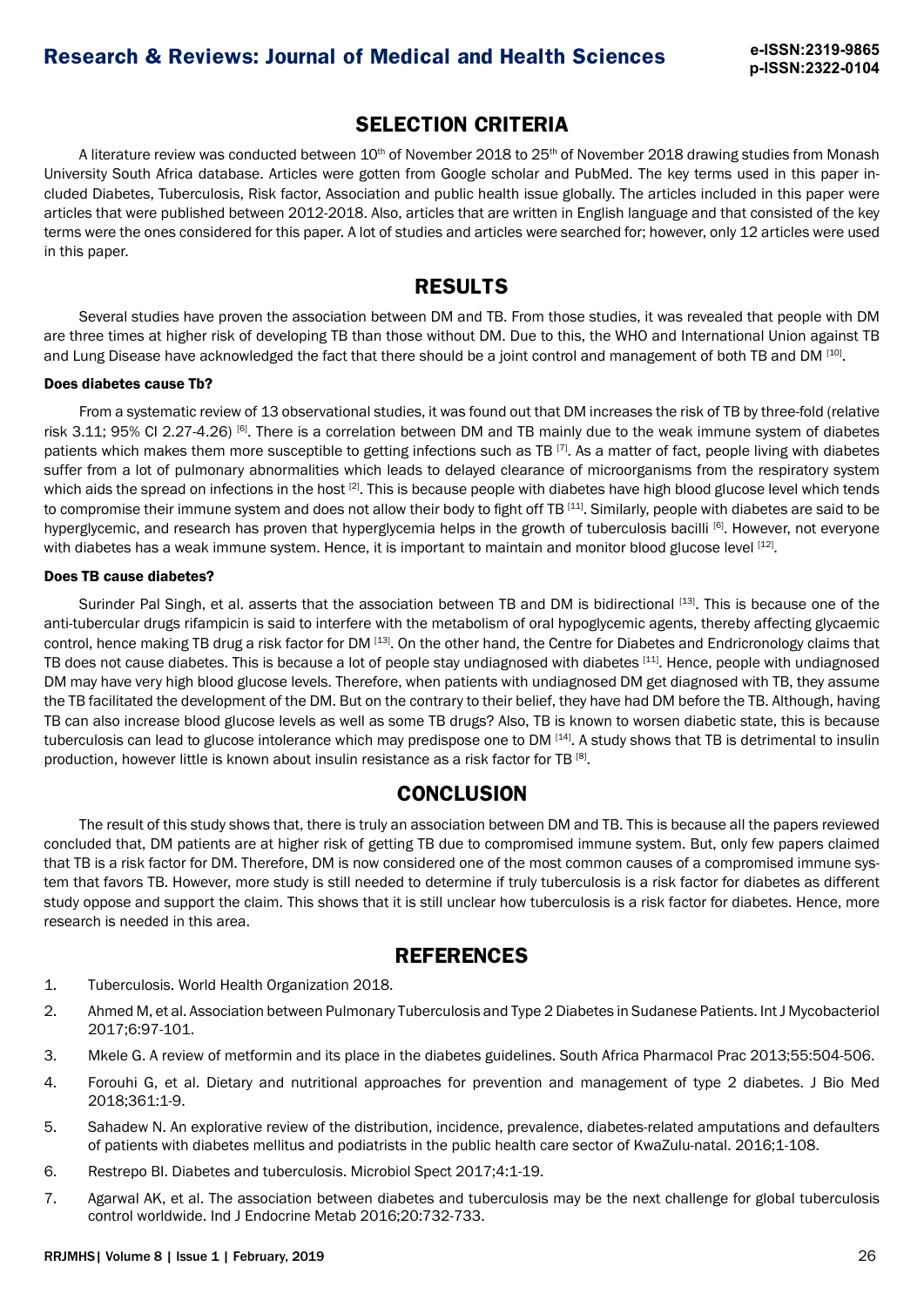## SELECTION CRITERIA

A literature review was conducted between 10th of November 2018 to 25th of November 2018 drawing studies from Monash University South Africa database. Articles were gotten from Google scholar and PubMed. The key terms used in this paper included Diabetes, Tuberculosis, Risk factor, Association and public health issue globally. The articles included in this paper were articles that were published between 2012-2018. Also, articles that are written in English language and that consisted of the key terms were the ones considered for this paper. A lot of studies and articles were searched for; however, only 12 articles were used in this paper.

## RESULTS

Several studies have proven the association between DM and TB. From those studies, it was revealed that people with DM are three times at higher risk of developing TB than those without DM. Due to this, the WHO and International Union against TB and Lung Disease have acknowledged the fact that there should be a joint control and management of both TB and DM [10].

**Does diabetes cause Tb?**

From a systematic review of 13 observational studies, it was found out that DM increases the risk of TB by three-fold (relative risk 3.11; 95% CI 2.27-4.26) [6]. There is a correlation between DM and TB mainly due to the weak immune system of diabetes patients which makes them more susceptible to getting infections such as TB [7]. As a matter of fact, people living with diabetes suffer from a lot of pulmonary abnormalities which leads to delayed clearance of microorganisms from the respiratory system which aids the spread on infections in the host [2]. This is because people with diabetes have high blood glucose level which tends to compromise their immune system and does not allow their body to fight off TB [11]. Similarly, people with diabetes are said to be hyperglycemic, and research has proven that hyperglycemia helps in the growth of tuberculosis bacilli [6]. However, not everyone with diabetes has a weak immune system. Hence, it is important to maintain and monitor blood glucose level [12].

**Does TB cause diabetes?**

Surinder Pal Singh, et al. asserts that the association between TB and DM is bidirectional [13]. This is because one of the anti-tubercular drugs rifampicin is said to interfere with the metabolism of oral hypoglycemic agents, thereby affecting glycaemic control, hence making TB drug a risk factor for DM [13]. On the other hand, the Centre for Diabetes and Endricronology claims that TB does not cause diabetes. This is because a lot of people stay undiagnosed with diabetes [11]. Hence, people with undiagnosed DM may have very high blood glucose levels. Therefore, when patients with undiagnosed DM get diagnosed with TB, they assume the TB facilitated the development of the DM. But on the contrary to their belief, they have had DM before the TB. Although, having TB can also increase blood glucose levels as well as some TB drugs? Also, TB is known to worsen diabetic state, this is because tuberculosis can lead to glucose intolerance which may predispose one to DM [14]. A study shows that TB is detrimental to insulin production, however little is known about insulin resistance as a risk factor for TB [8].

## CONCLUSION

The result of this study shows that, there is truly an association between DM and TB. This is because all the papers reviewed concluded that, DM patients are at higher risk of getting TB due to compromised immune system. But, only few papers claimed that TB is a risk factor for DM. Therefore, DM is now considered one of the most common causes of a compromised immune system that favors TB. However, more study is still needed to determine if truly tuberculosis is a risk factor for diabetes as different study oppose and support the claim. This shows that it is still unclear how tuberculosis is a risk factor for diabetes. Hence, more research is needed in this area.

## REFERENCES

1. Tuberculosis. World Health Organization 2018.
2. Ahmed M, et al. Association between Pulmonary Tuberculosis and Type 2 Diabetes in Sudanese Patients. Int J Mycobacteriol 2017;6:97-101.
3. Mkele G. A review of metformin and its place in the diabetes guidelines. South Africa Pharmacol Prac 2013;55:504-506.
4. Forouhi G, et al. Dietary and nutritional approaches for prevention and management of type 2 diabetes. J Bio Med 2018;361:1-9.
5. Sahadew N. An explorative review of the distribution, incidence, prevalence, diabetes-related amputations and defaulters of patients with diabetes mellitus and podiatrists in the public health care sector of KwaZulu-natal. 2016;1-108.
6. Restrepo BI. Diabetes and tuberculosis. Microbiol Spect 2017;4:1-19.
7. Agarwal AK, et al. The association between diabetes and tuberculosis may be the next challenge for global tuberculosis control worldwide. Ind J Endocrine Metab 2016;20:732-733.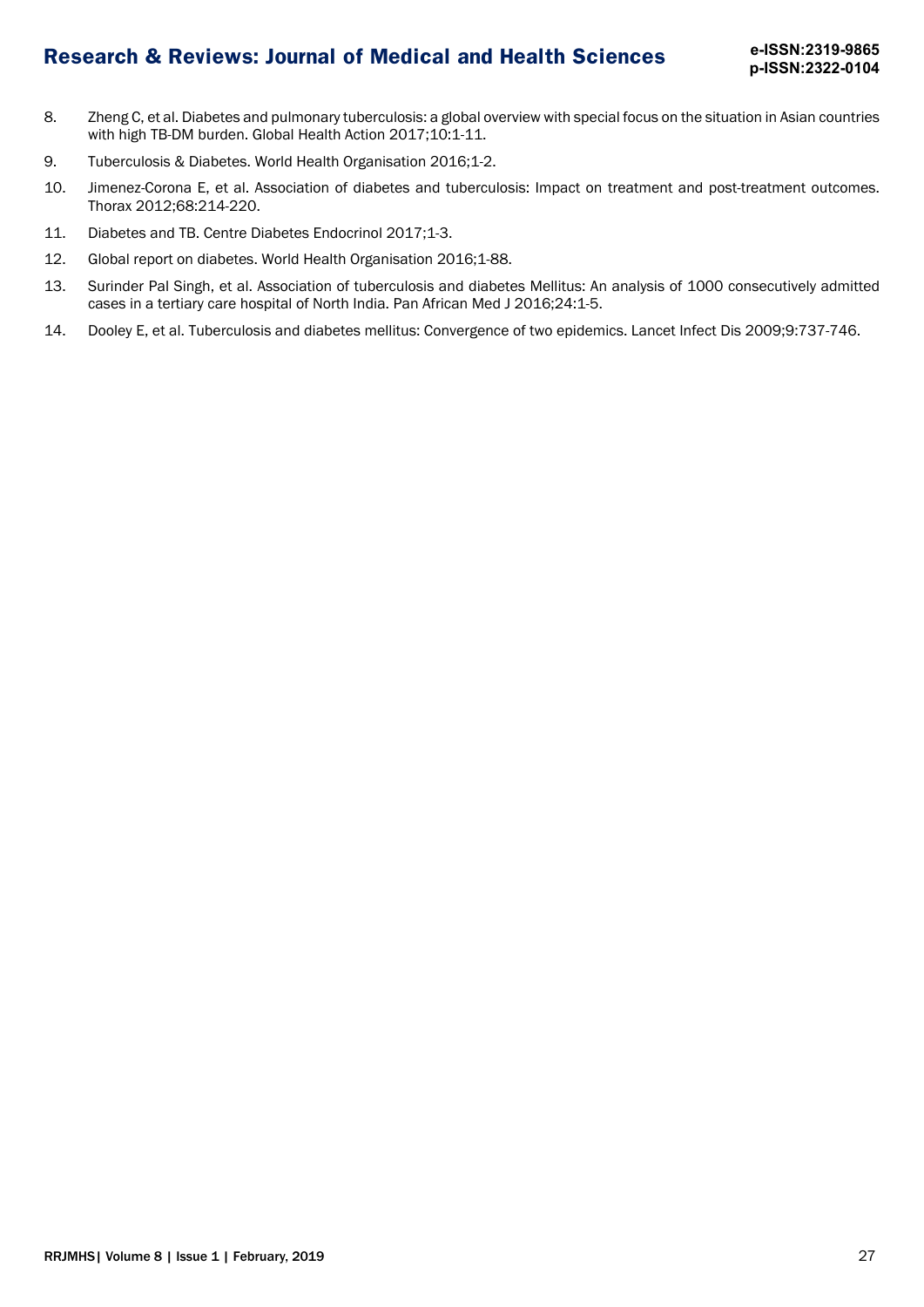8. Zheng C, et al. Diabetes and pulmonary tuberculosis: a global overview with special focus on the situation in Asian countries with high TB-DM burden. Global Health Action 2017;10:1-11.

9. Tuberculosis & Diabetes. World Health Organisation 2016;1-2.

10. Jimenez-Corona E, et al. Association of diabetes and tuberculosis: Impact on treatment and post-treatment outcomes. Thorax 2012;68:214-220.

11. Diabetes and TB. Centre Diabetes Endocrinol 2017;1-3.

12. Global report on diabetes. World Health Organisation 2016;1-88.

13. Surinder Pal Singh, et al. Association of tuberculosis and diabetes Mellitus: An analysis of 1000 consecutively admitted cases in a tertiary care hospital of North India. Pan African Med J 2016;24:1-5.

14. Dooley E, et al. Tuberculosis and diabetes mellitus: Convergence of two epidemics. Lancet Infect Dis 2009;9:737-746.